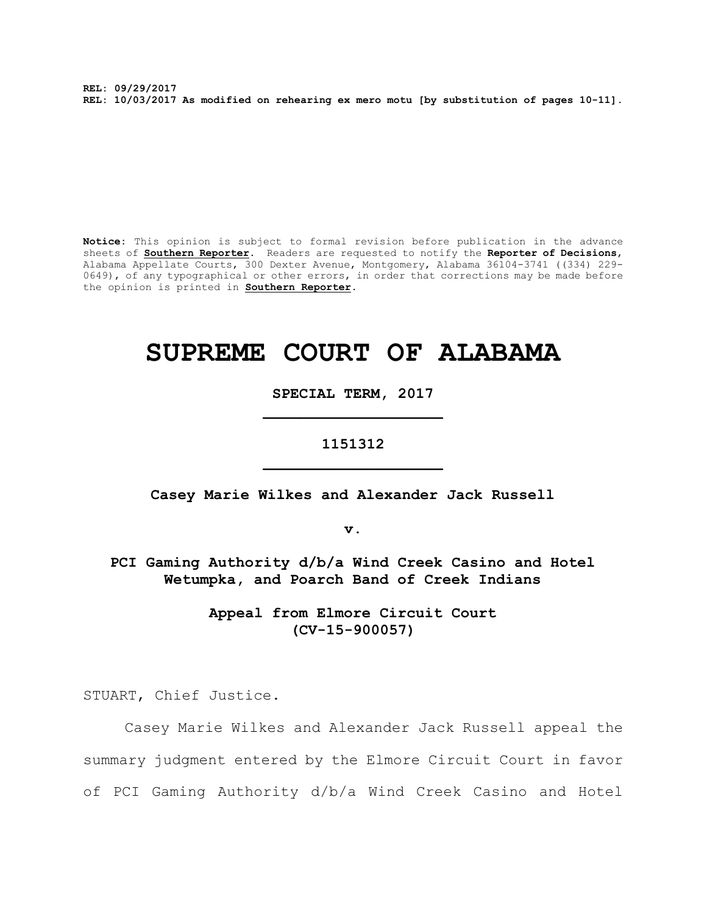**REL: 09/29/2017**
**REL: 10/03/2017 As modified on rehearing ex mero motu [by substitution of pages 10-11].**

**Notice:** This opinion is subject to formal revision before publication in the advance sheets of **Southern Reporter**. Readers are requested to notify the **Reporter of Decisions**, Alabama Appellate Courts, 300 Dexter Avenue, Montgomery, Alabama 36104-3741 ((334) 229-0649), of any typographical or other errors, in order that corrections may be made before the opinion is printed in **Southern Reporter**.

# SUPREME COURT OF ALABAMA

**SPECIAL TERM, 2017**

**1151312**

**Casey Marie Wilkes and Alexander Jack Russell**

**v.**

**PCI Gaming Authority d/b/a Wind Creek Casino and Hotel Wetumpka, and Poarch Band of Creek Indians**

**Appeal from Elmore Circuit Court (CV-15-900057)**

STUART, Chief Justice.

Casey Marie Wilkes and Alexander Jack Russell appeal the summary judgment entered by the Elmore Circuit Court in favor of PCI Gaming Authority d/b/a Wind Creek Casino and Hotel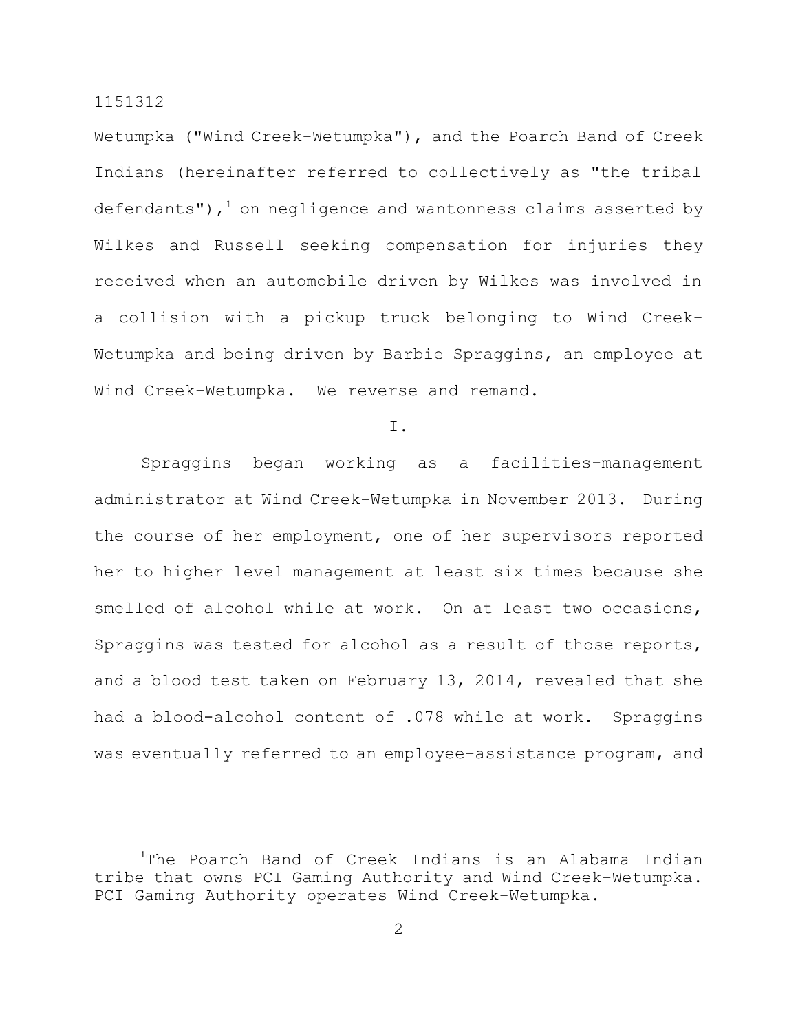Wetumpka ("Wind Creek-Wetumpka"), and the Poarch Band of Creek Indians (hereinafter referred to collectively as "the tribal defendants"),[1] on negligence and wantonness claims asserted by Wilkes and Russell seeking compensation for injuries they received when an automobile driven by Wilkes was involved in a collision with a pickup truck belonging to Wind Creek-Wetumpka and being driven by Barbie Spraggins, an employee at Wind Creek-Wetumpka. We reverse and remand.

I.

Spraggins began working as a facilities-management administrator at Wind Creek-Wetumpka in November 2013. During the course of her employment, one of her supervisors reported her to higher level management at least six times because she smelled of alcohol while at work. On at least two occasions, Spraggins was tested for alcohol as a result of those reports, and a blood test taken on February 13, 2014, revealed that she had a blood-alcohol content of .078 while at work. Spraggins was eventually referred to an employee-assistance program, and

---

[1] The Poarch Band of Creek Indians is an Alabama Indian tribe that owns PCI Gaming Authority and Wind Creek-Wetumpka. PCI Gaming Authority operates Wind Creek-Wetumpka.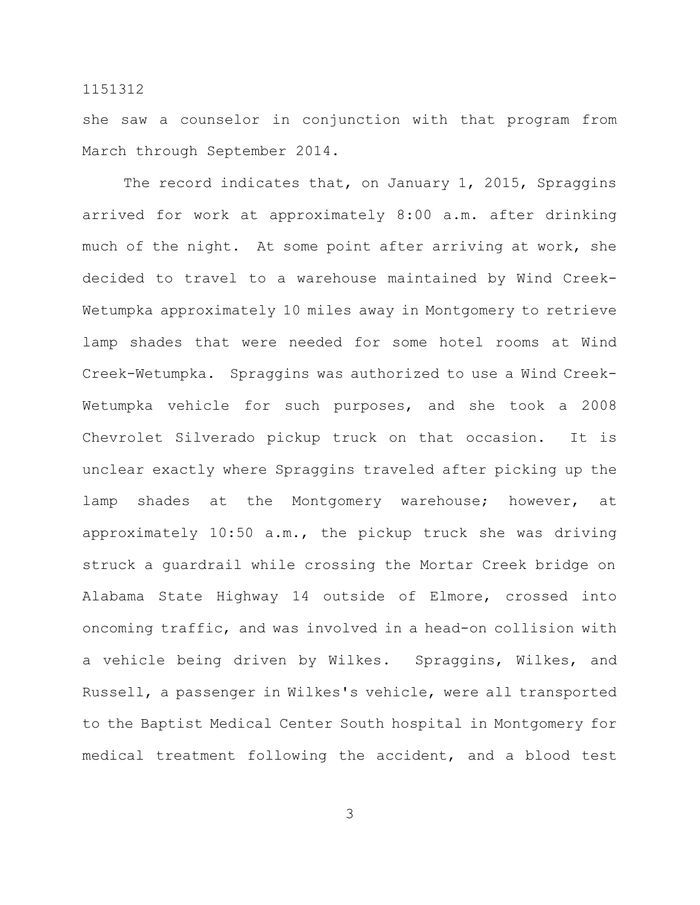she saw a counselor in conjunction with that program from March through September 2014.

The record indicates that, on January 1, 2015, Spraggins arrived for work at approximately 8:00 a.m. after drinking much of the night. At some point after arriving at work, she decided to travel to a warehouse maintained by Wind Creek-Wetumpka approximately 10 miles away in Montgomery to retrieve lamp shades that were needed for some hotel rooms at Wind Creek-Wetumpka. Spraggins was authorized to use a Wind Creek-Wetumpka vehicle for such purposes, and she took a 2008 Chevrolet Silverado pickup truck on that occasion. It is unclear exactly where Spraggins traveled after picking up the lamp shades at the Montgomery warehouse; however, at approximately 10:50 a.m., the pickup truck she was driving struck a guardrail while crossing the Mortar Creek bridge on Alabama State Highway 14 outside of Elmore, crossed into oncoming traffic, and was involved in a head-on collision with a vehicle being driven by Wilkes. Spraggins, Wilkes, and Russell, a passenger in Wilkes's vehicle, were all transported to the Baptist Medical Center South hospital in Montgomery for medical treatment following the accident, and a blood test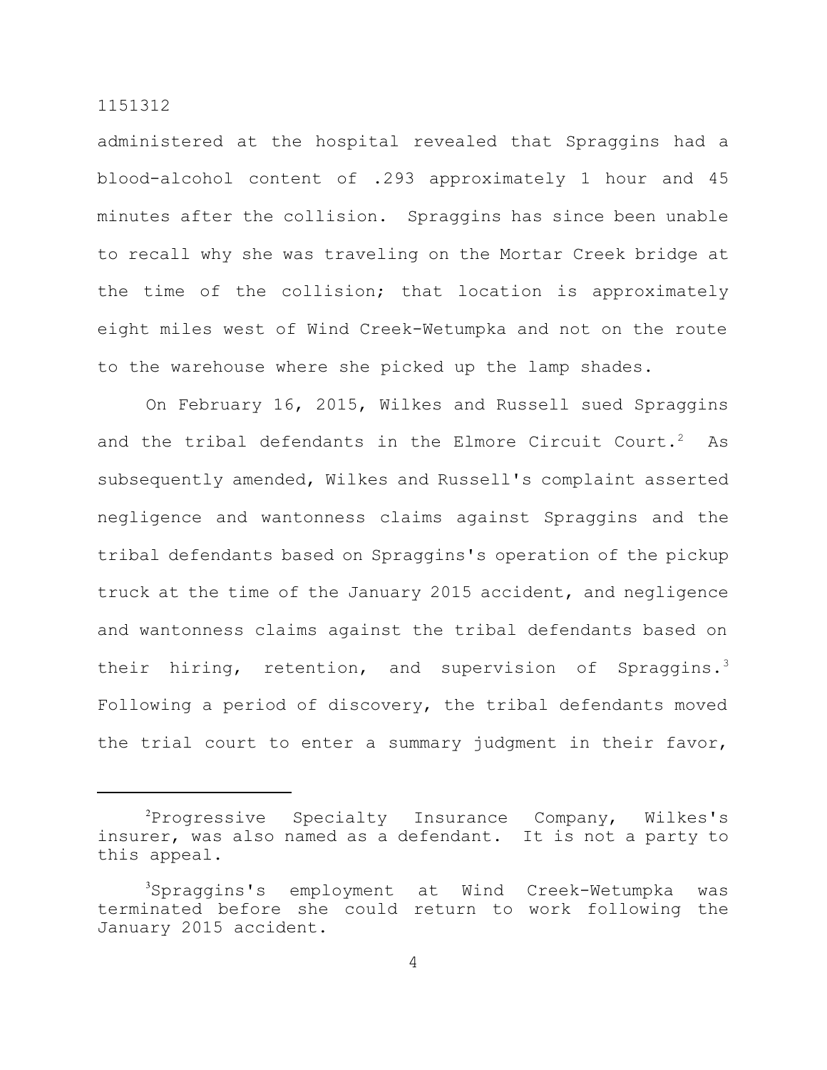administered at the hospital revealed that Spraggins had a blood-alcohol content of .293 approximately 1 hour and 45 minutes after the collision. Spraggins has since been unable to recall why she was traveling on the Mortar Creek bridge at the time of the collision; that location is approximately eight miles west of Wind Creek-Wetumpka and not on the route to the warehouse where she picked up the lamp shades.

On February 16, 2015, Wilkes and Russell sued Spraggins and the tribal defendants in the Elmore Circuit Court.[2] As subsequently amended, Wilkes and Russell's complaint asserted negligence and wantonness claims against Spraggins and the tribal defendants based on Spraggins's operation of the pickup truck at the time of the January 2015 accident, and negligence and wantonness claims against the tribal defendants based on their hiring, retention, and supervision of Spraggins.[3] Following a period of discovery, the tribal defendants moved the trial court to enter a summary judgment in their favor,

---

[2]Progressive Specialty Insurance Company, Wilkes's insurer, was also named as a defendant. It is not a party to this appeal.

[3]Spraggins's employment at Wind Creek-Wetumpka was terminated before she could return to work following the January 2015 accident.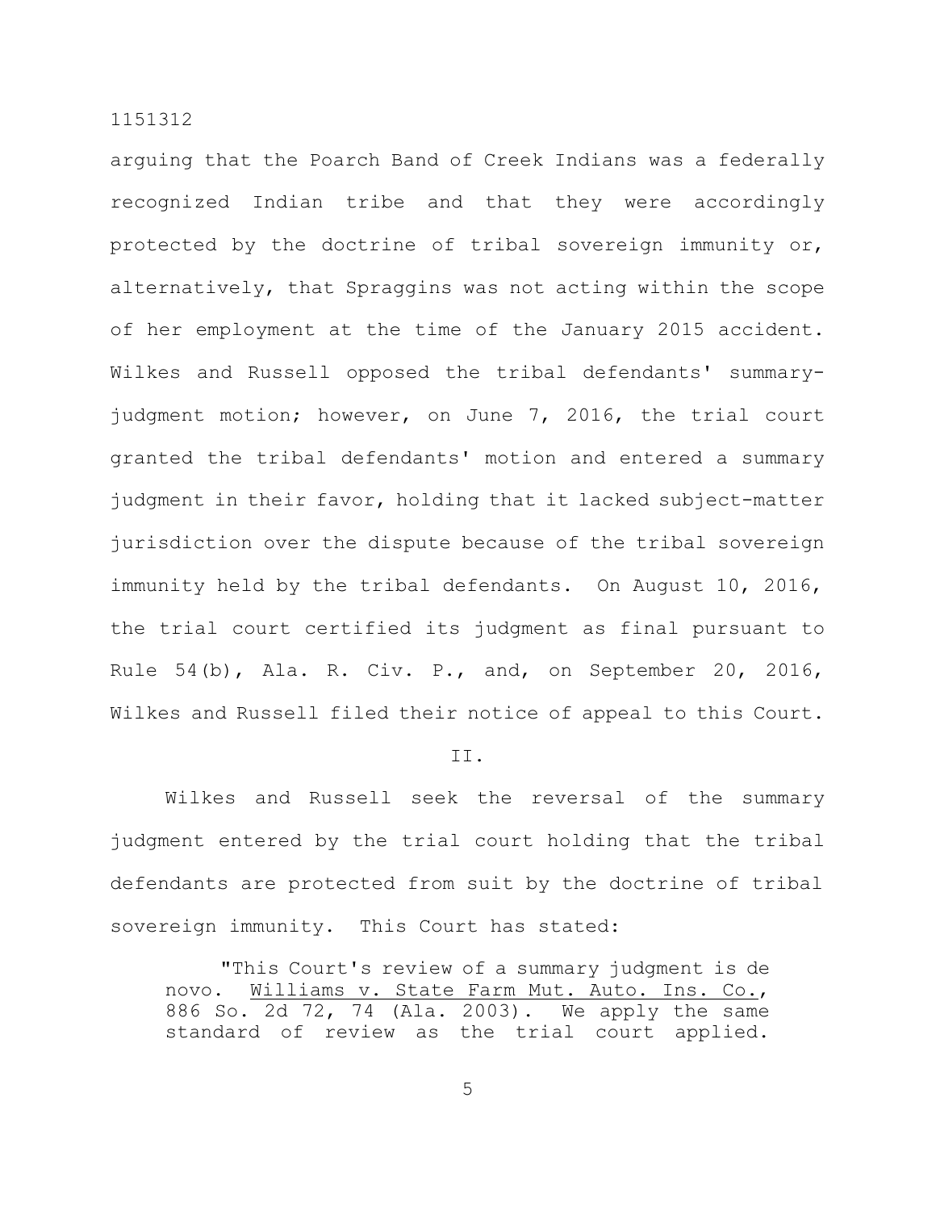arguing that the Poarch Band of Creek Indians was a federally recognized Indian tribe and that they were accordingly protected by the doctrine of tribal sovereign immunity or, alternatively, that Spraggins was not acting within the scope of her employment at the time of the January 2015 accident. Wilkes and Russell opposed the tribal defendants' summary-judgment motion; however, on June 7, 2016, the trial court granted the tribal defendants' motion and entered a summary judgment in their favor, holding that it lacked subject-matter jurisdiction over the dispute because of the tribal sovereign immunity held by the tribal defendants. On August 10, 2016, the trial court certified its judgment as final pursuant to Rule 54(b), Ala. R. Civ. P., and, on September 20, 2016, Wilkes and Russell filed their notice of appeal to this Court.

II.

Wilkes and Russell seek the reversal of the summary judgment entered by the trial court holding that the tribal defendants are protected from suit by the doctrine of tribal sovereign immunity. This Court has stated:

> "This Court's review of a summary judgment is de novo. Williams v. State Farm Mut. Auto. Ins. Co., 886 So. 2d 72, 74 (Ala. 2003). We apply the same standard of review as the trial court applied.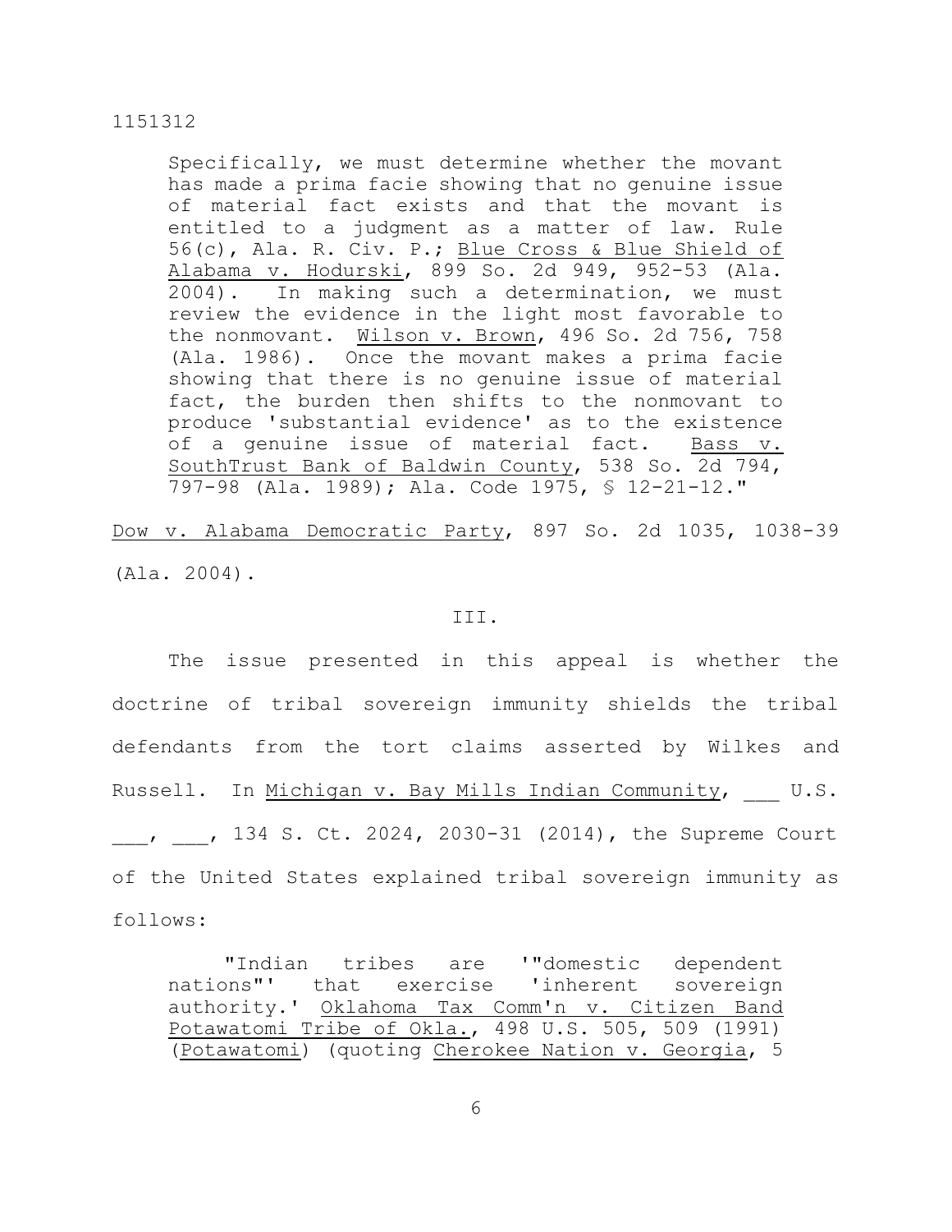> Specifically, we must determine whether the movant has made a prima facie showing that no genuine issue of material fact exists and that the movant is entitled to a judgment as a matter of law. Rule 56(c), Ala. R. Civ. P.; Blue Cross & Blue Shield of Alabama v. Hodurski, 899 So. 2d 949, 952-53 (Ala. 2004). In making such a determination, we must review the evidence in the light most favorable to the nonmovant. Wilson v. Brown, 496 So. 2d 756, 758 (Ala. 1986). Once the movant makes a prima facie showing that there is no genuine issue of material fact, the burden then shifts to the nonmovant to produce 'substantial evidence' as to the existence of a genuine issue of material fact. Bass v. SouthTrust Bank of Baldwin County, 538 So. 2d 794, 797-98 (Ala. 1989); Ala. Code 1975, § 12-21-12."

Dow v. Alabama Democratic Party, 897 So. 2d 1035, 1038-39 (Ala. 2004).

III.

The issue presented in this appeal is whether the doctrine of tribal sovereign immunity shields the tribal defendants from the tort claims asserted by Wilkes and Russell. In Michigan v. Bay Mills Indian Community, ___ U.S. ___, ___, 134 S. Ct. 2024, 2030-31 (2014), the Supreme Court of the United States explained tribal sovereign immunity as follows:

> "Indian tribes are '"domestic dependent nations"' that exercise 'inherent sovereign authority.' Oklahoma Tax Comm'n v. Citizen Band Potawatomi Tribe of Okla., 498 U.S. 505, 509 (1991) (Potawatomi) (quoting Cherokee Nation v. Georgia, 5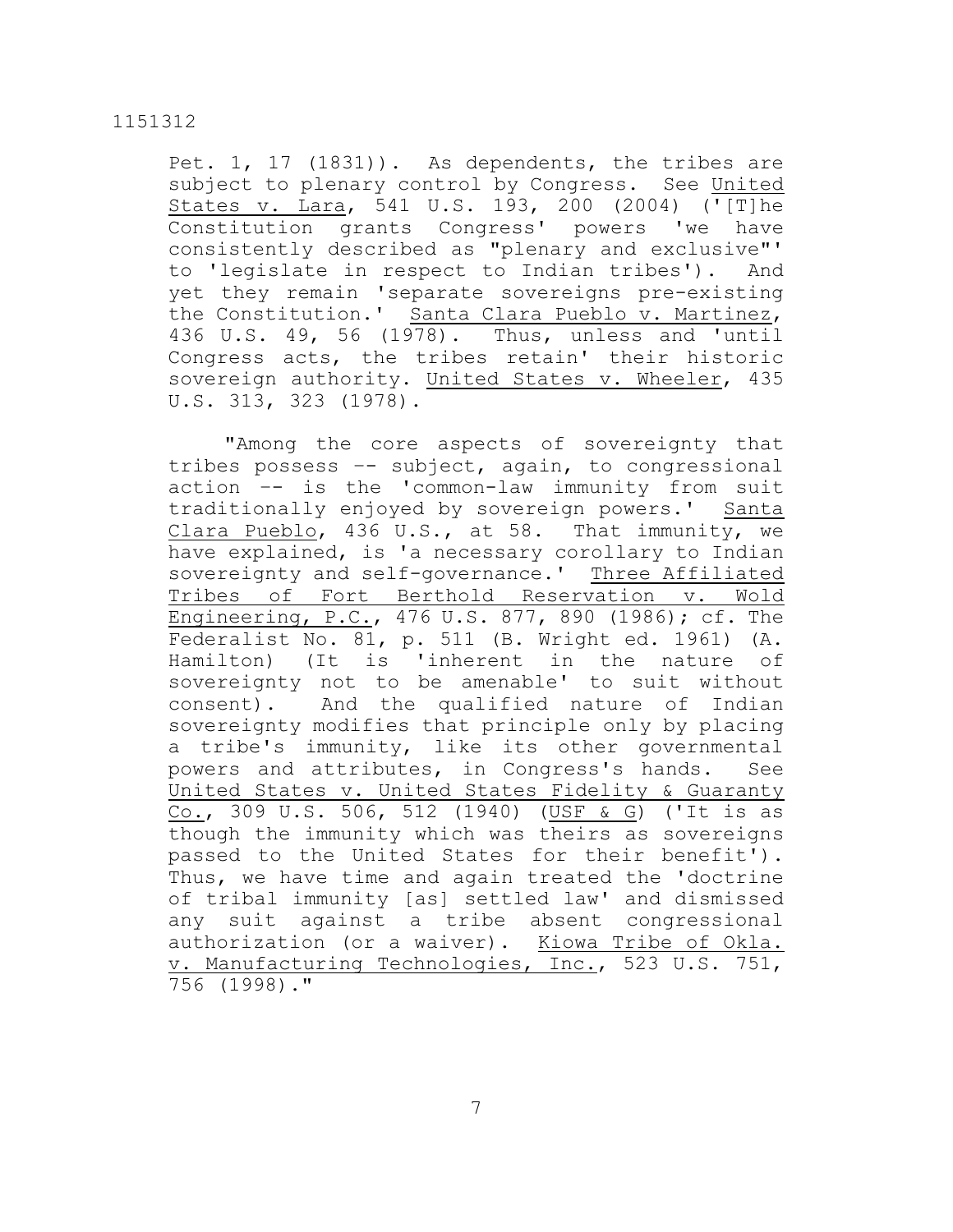Pet. 1, 17 (1831)). As dependents, the tribes are subject to plenary control by Congress. See United States v. Lara, 541 U.S. 193, 200 (2004) ('[T]he Constitution grants Congress' powers 'we have consistently described as "plenary and exclusive"' to 'legislate in respect to Indian tribes'). And yet they remain 'separate sovereigns pre-existing the Constitution.' Santa Clara Pueblo v. Martinez, 436 U.S. 49, 56 (1978). Thus, unless and 'until Congress acts, the tribes retain' their historic sovereign authority. United States v. Wheeler, 435 U.S. 313, 323 (1978).

"Among the core aspects of sovereignty that tribes possess -- subject, again, to congressional action -- is the 'common-law immunity from suit traditionally enjoyed by sovereign powers.' Santa Clara Pueblo, 436 U.S., at 58. That immunity, we have explained, is 'a necessary corollary to Indian sovereignty and self-governance.' Three Affiliated Tribes of Fort Berthold Reservation v. Wold Engineering, P.C., 476 U.S. 877, 890 (1986); cf. The Federalist No. 81, p. 511 (B. Wright ed. 1961) (A. Hamilton) (It is 'inherent in the nature of sovereignty not to be amenable' to suit without consent). And the qualified nature of Indian sovereignty modifies that principle only by placing a tribe's immunity, like its other governmental powers and attributes, in Congress's hands. See United States v. United States Fidelity & Guaranty Co., 309 U.S. 506, 512 (1940) (USF & G) ('It is as though the immunity which was theirs as sovereigns passed to the United States for their benefit'). Thus, we have time and again treated the 'doctrine of tribal immunity [as] settled law' and dismissed any suit against a tribe absent congressional authorization (or a waiver). Kiowa Tribe of Okla. v. Manufacturing Technologies, Inc., 523 U.S. 751, 756 (1998)."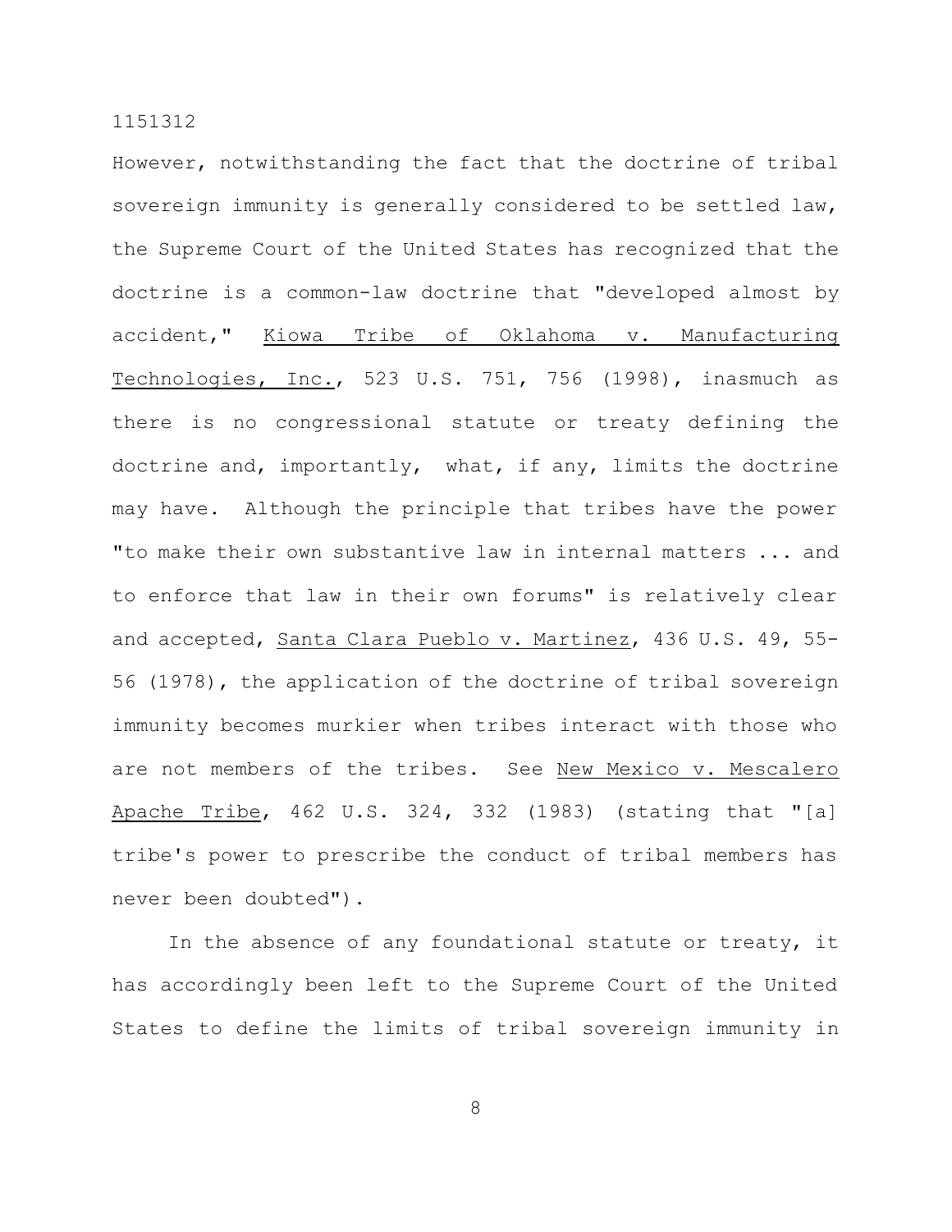However, notwithstanding the fact that the doctrine of tribal sovereign immunity is generally considered to be settled law, the Supreme Court of the United States has recognized that the doctrine is a common-law doctrine that "developed almost by accident," Kiowa Tribe of Oklahoma v. Manufacturing Technologies, Inc., 523 U.S. 751, 756 (1998), inasmuch as there is no congressional statute or treaty defining the doctrine and, importantly, what, if any, limits the doctrine may have. Although the principle that tribes have the power "to make their own substantive law in internal matters ... and to enforce that law in their own forums" is relatively clear and accepted, Santa Clara Pueblo v. Martinez, 436 U.S. 49, 55-56 (1978), the application of the doctrine of tribal sovereign immunity becomes murkier when tribes interact with those who are not members of the tribes. See New Mexico v. Mescalero Apache Tribe, 462 U.S. 324, 332 (1983) (stating that "[a] tribe's power to prescribe the conduct of tribal members has never been doubted").

In the absence of any foundational statute or treaty, it has accordingly been left to the Supreme Court of the United States to define the limits of tribal sovereign immunity in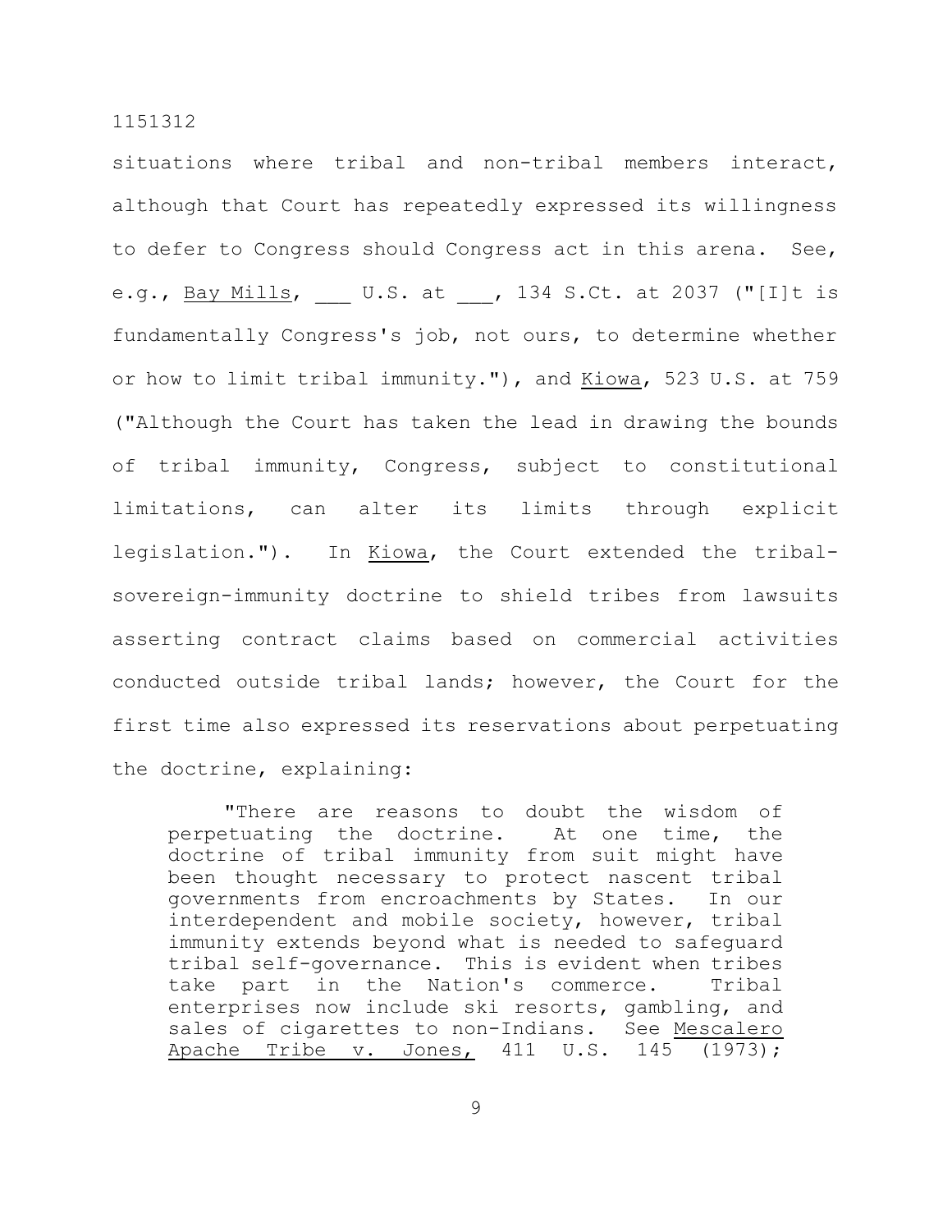situations where tribal and non-tribal members interact, although that Court has repeatedly expressed its willingness to defer to Congress should Congress act in this arena. See, e.g., Bay Mills, ___ U.S. at ___, 134 S.Ct. at 2037 ("[I]t is fundamentally Congress's job, not ours, to determine whether or how to limit tribal immunity."), and Kiowa, 523 U.S. at 759 ("Although the Court has taken the lead in drawing the bounds of tribal immunity, Congress, subject to constitutional limitations, can alter its limits through explicit legislation."). In Kiowa, the Court extended the tribal-sovereign-immunity doctrine to shield tribes from lawsuits asserting contract claims based on commercial activities conducted outside tribal lands; however, the Court for the first time also expressed its reservations about perpetuating the doctrine, explaining:

> "There are reasons to doubt the wisdom of perpetuating the doctrine. At one time, the doctrine of tribal immunity from suit might have been thought necessary to protect nascent tribal governments from encroachments by States. In our interdependent and mobile society, however, tribal immunity extends beyond what is needed to safeguard tribal self-governance. This is evident when tribes take part in the Nation's commerce. Tribal enterprises now include ski resorts, gambling, and sales of cigarettes to non-Indians. See Mescalero Apache Tribe v. Jones, 411 U.S. 145 (1973);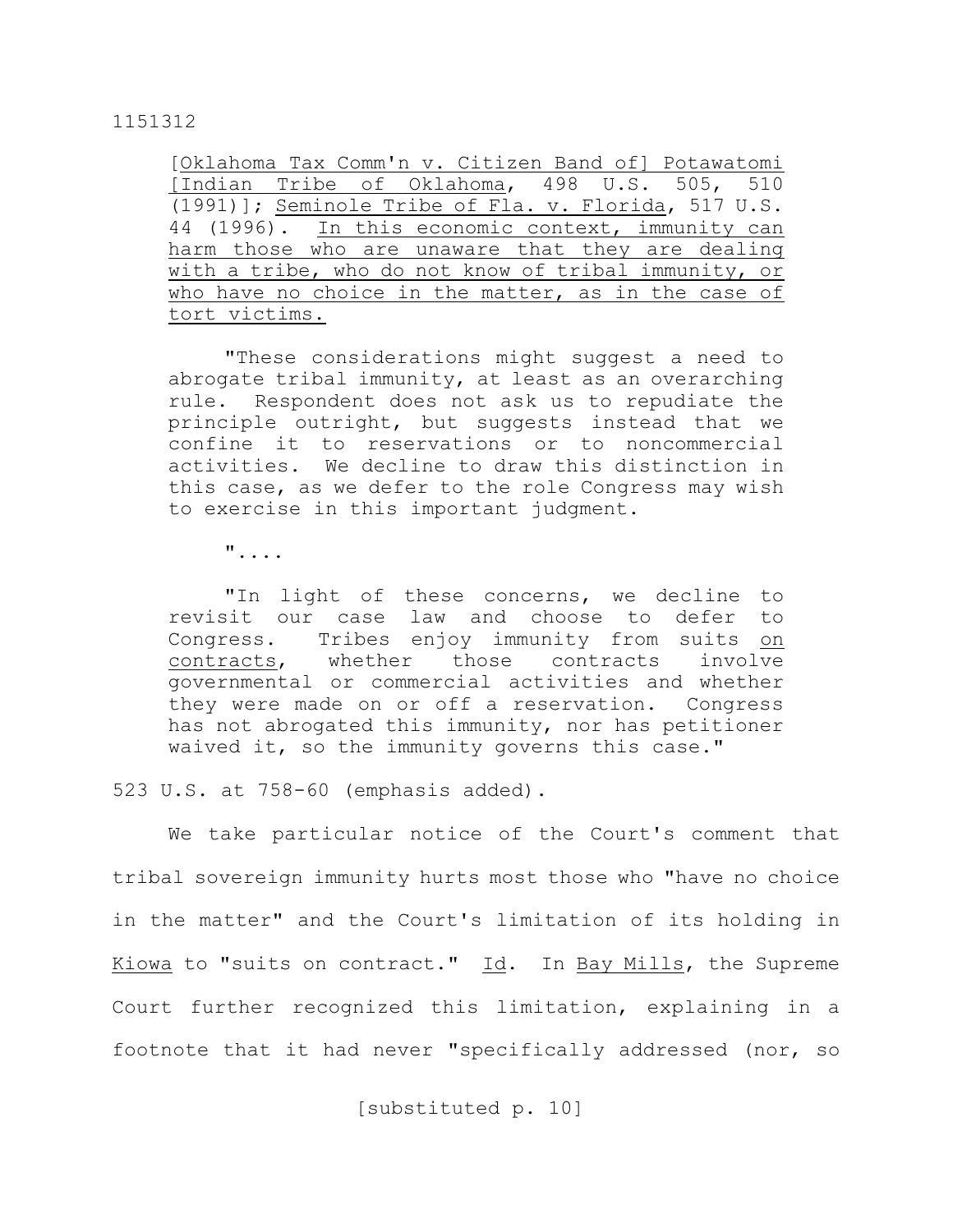[Oklahoma Tax Comm'n v. Citizen Band of] Potawatomi [Indian Tribe of Oklahoma, 498 U.S. 505, 510 (1991)]; Seminole Tribe of Fla. v. Florida, 517 U.S. 44 (1996). <u>In this economic context, immunity can harm those who are unaware that they are dealing with a tribe, who do not know of tribal immunity, or who have no choice in the matter, as in the case of tort victims.</u>

> "These considerations might suggest a need to abrogate tribal immunity, at least as an overarching rule. Respondent does not ask us to repudiate the principle outright, but suggests instead that we confine it to reservations or to noncommercial activities. We decline to draw this distinction in this case, as we defer to the role Congress may wish to exercise in this important judgment.
>
> "....
>
> "In light of these concerns, we decline to revisit our case law and choose to defer to Congress. Tribes enjoy immunity from suits <u>on contracts</u>, whether those contracts involve governmental or commercial activities and whether they were made on or off a reservation. Congress has not abrogated this immunity, nor has petitioner waived it, so the immunity governs this case."

523 U.S. at 758-60 (emphasis added).

We take particular notice of the Court's comment that tribal sovereign immunity hurts most those who "have no choice in the matter" and the Court's limitation of its holding in Kiowa to "suits on contract." Id. In Bay Mills, the Supreme Court further recognized this limitation, explaining in a footnote that it had never "specifically addressed (nor, so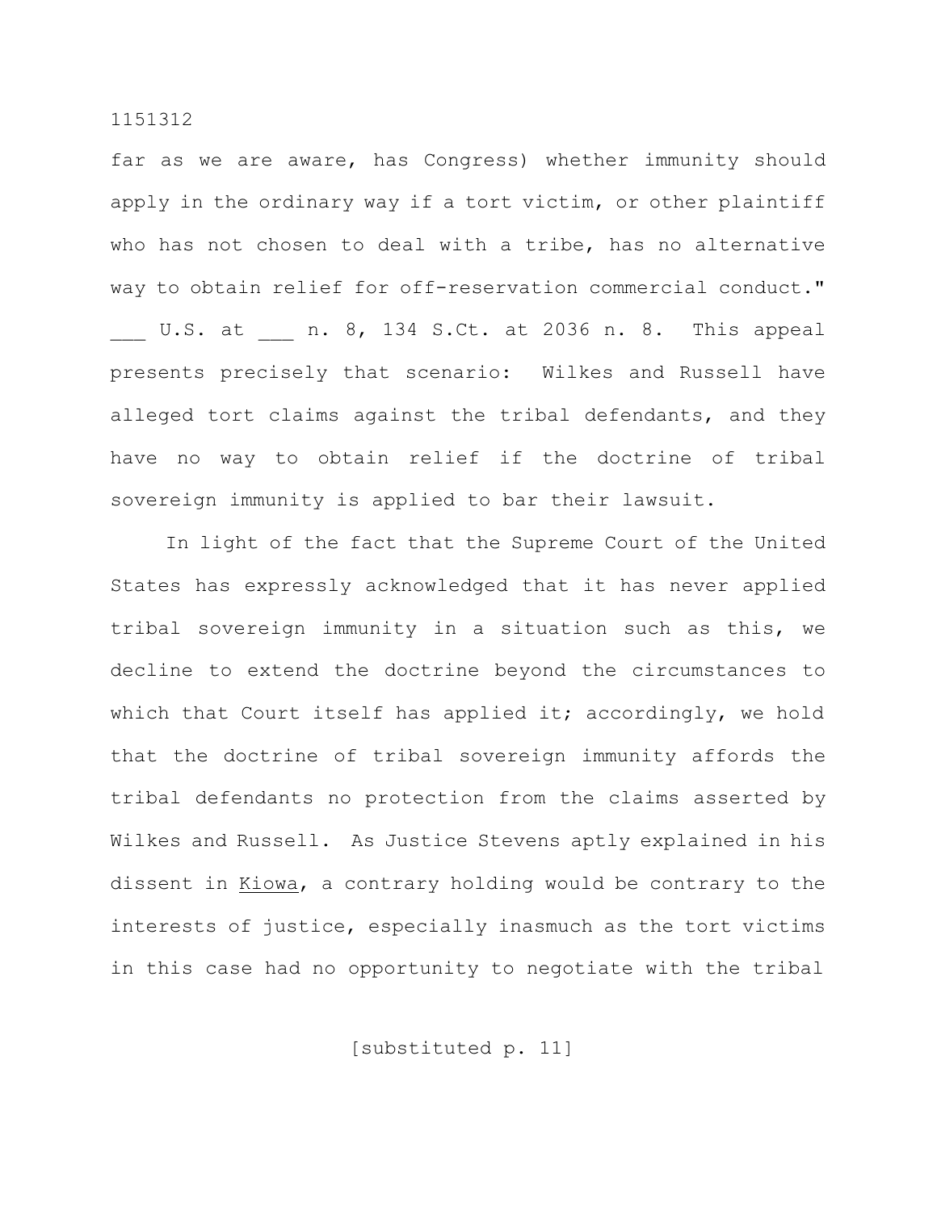far as we are aware, has Congress) whether immunity should apply in the ordinary way if a tort victim, or other plaintiff who has not chosen to deal with a tribe, has no alternative way to obtain relief for off-reservation commercial conduct." ___ U.S. at ___ n. 8, 134 S.Ct. at 2036 n. 8. This appeal presents precisely that scenario: Wilkes and Russell have alleged tort claims against the tribal defendants, and they have no way to obtain relief if the doctrine of tribal sovereign immunity is applied to bar their lawsuit.

In light of the fact that the Supreme Court of the United States has expressly acknowledged that it has never applied tribal sovereign immunity in a situation such as this, we decline to extend the doctrine beyond the circumstances to which that Court itself has applied it; accordingly, we hold that the doctrine of tribal sovereign immunity affords the tribal defendants no protection from the claims asserted by Wilkes and Russell. As Justice Stevens aptly explained in his dissent in Kiowa, a contrary holding would be contrary to the interests of justice, especially inasmuch as the tort victims in this case had no opportunity to negotiate with the tribal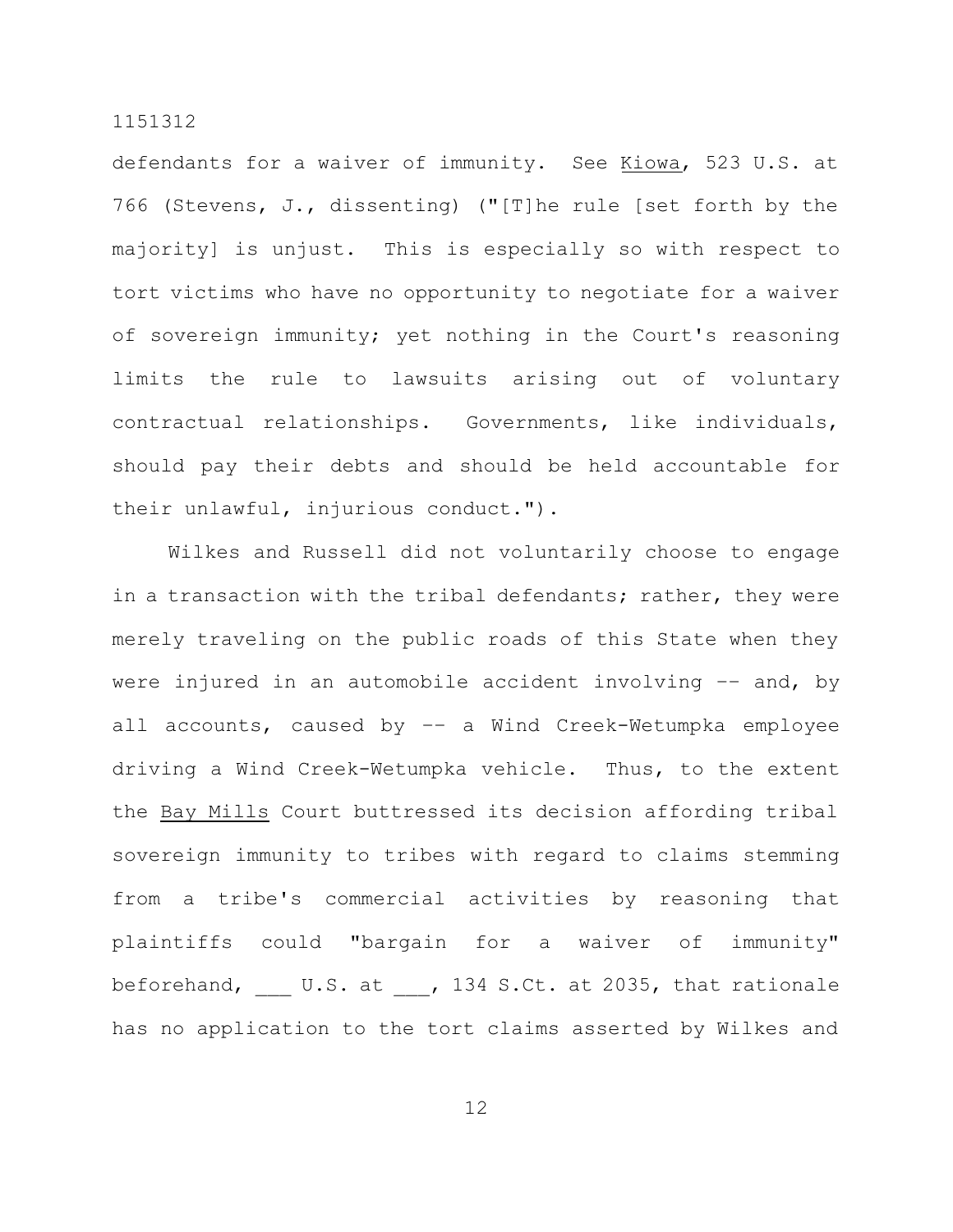defendants for a waiver of immunity. See _Kiowa_, 523 U.S. at 766 (Stevens, J., dissenting) ("[T]he rule [set forth by the majority] is unjust. This is especially so with respect to tort victims who have no opportunity to negotiate for a waiver of sovereign immunity; yet nothing in the Court's reasoning limits the rule to lawsuits arising out of voluntary contractual relationships. Governments, like individuals, should pay their debts and should be held accountable for their unlawful, injurious conduct.").

Wilkes and Russell did not voluntarily choose to engage in a transaction with the tribal defendants; rather, they were merely traveling on the public roads of this State when they were injured in an automobile accident involving -- and, by all accounts, caused by -- a Wind Creek-Wetumpka employee driving a Wind Creek-Wetumpka vehicle. Thus, to the extent the _Bay Mills_ Court buttressed its decision affording tribal sovereign immunity to tribes with regard to claims stemming from a tribe's commercial activities by reasoning that plaintiffs could "bargain for a waiver of immunity" beforehand, ___ U.S. at ___, 134 S.Ct. at 2035, that rationale has no application to the tort claims asserted by Wilkes and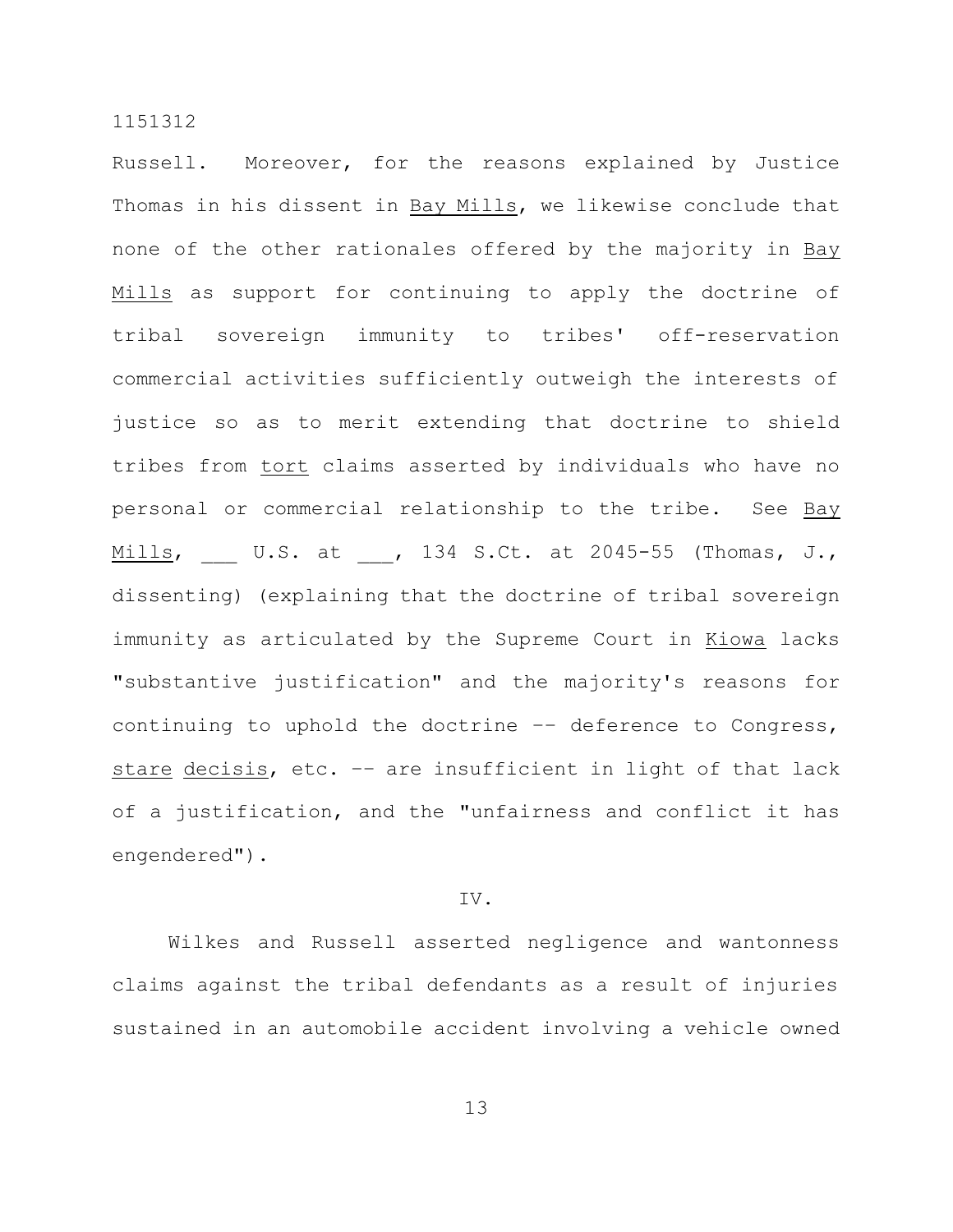Russell. Moreover, for the reasons explained by Justice Thomas in his dissent in Bay Mills, we likewise conclude that none of the other rationales offered by the majority in Bay Mills as support for continuing to apply the doctrine of tribal sovereign immunity to tribes' off-reservation commercial activities sufficiently outweigh the interests of justice so as to merit extending that doctrine to shield tribes from tort claims asserted by individuals who have no personal or commercial relationship to the tribe. See Bay Mills, ___ U.S. at ___, 134 S.Ct. at 2045-55 (Thomas, J., dissenting) (explaining that the doctrine of tribal sovereign immunity as articulated by the Supreme Court in Kiowa lacks "substantive justification" and the majority's reasons for continuing to uphold the doctrine -- deference to Congress, stare decisis, etc. -- are insufficient in light of that lack of a justification, and the "unfairness and conflict it has engendered").

IV.

Wilkes and Russell asserted negligence and wantonness claims against the tribal defendants as a result of injuries sustained in an automobile accident involving a vehicle owned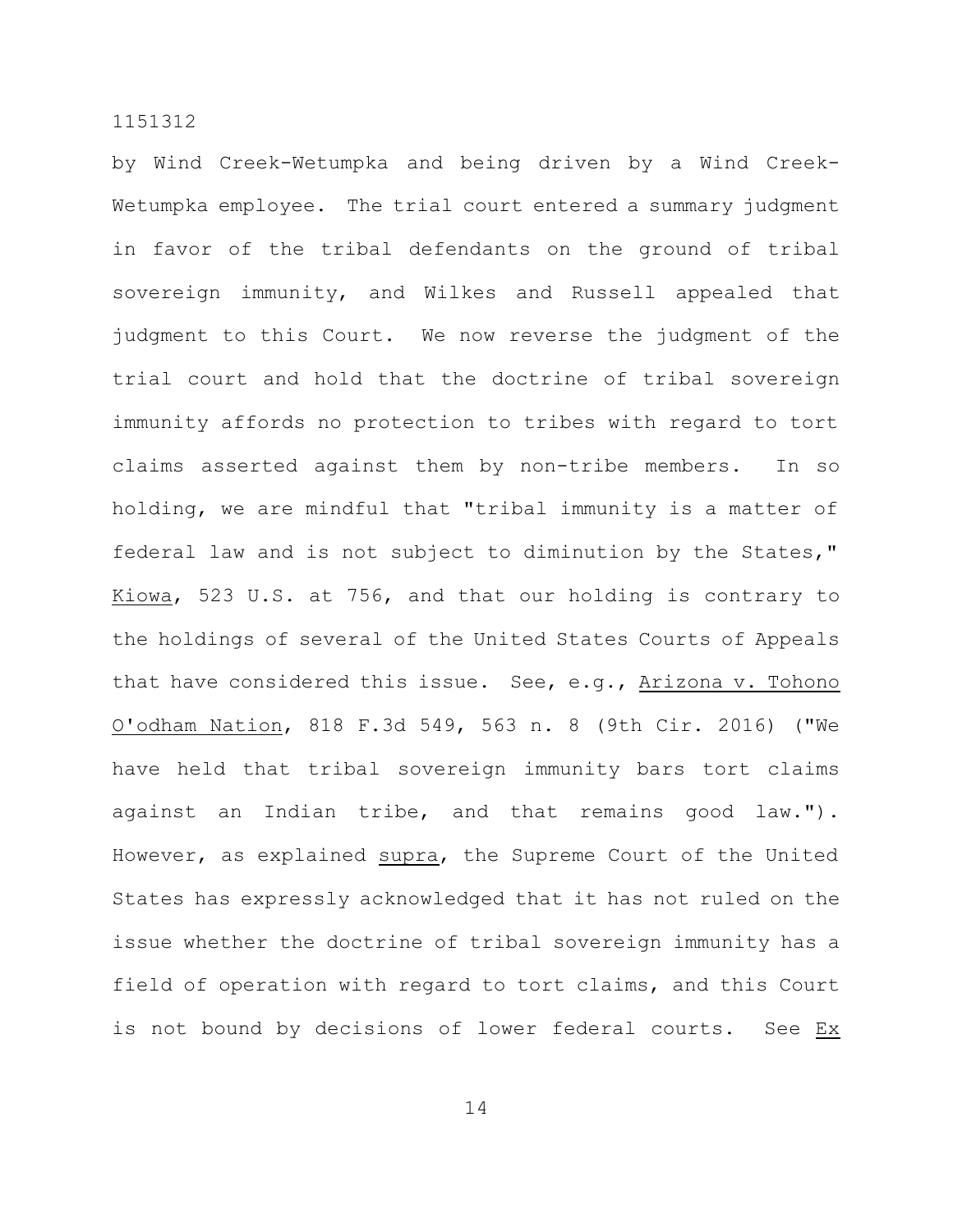by Wind Creek-Wetumpka and being driven by a Wind Creek-Wetumpka employee. The trial court entered a summary judgment in favor of the tribal defendants on the ground of tribal sovereign immunity, and Wilkes and Russell appealed that judgment to this Court. We now reverse the judgment of the trial court and hold that the doctrine of tribal sovereign immunity affords no protection to tribes with regard to tort claims asserted against them by non-tribe members. In so holding, we are mindful that "tribal immunity is a matter of federal law and is not subject to diminution by the States," Kiowa, 523 U.S. at 756, and that our holding is contrary to the holdings of several of the United States Courts of Appeals that have considered this issue. See, e.g., Arizona v. Tohono O'odham Nation, 818 F.3d 549, 563 n. 8 (9th Cir. 2016) ("We have held that tribal sovereign immunity bars tort claims against an Indian tribe, and that remains good law."). However, as explained supra, the Supreme Court of the United States has expressly acknowledged that it has not ruled on the issue whether the doctrine of tribal sovereign immunity has a field of operation with regard to tort claims, and this Court is not bound by decisions of lower federal courts. See Ex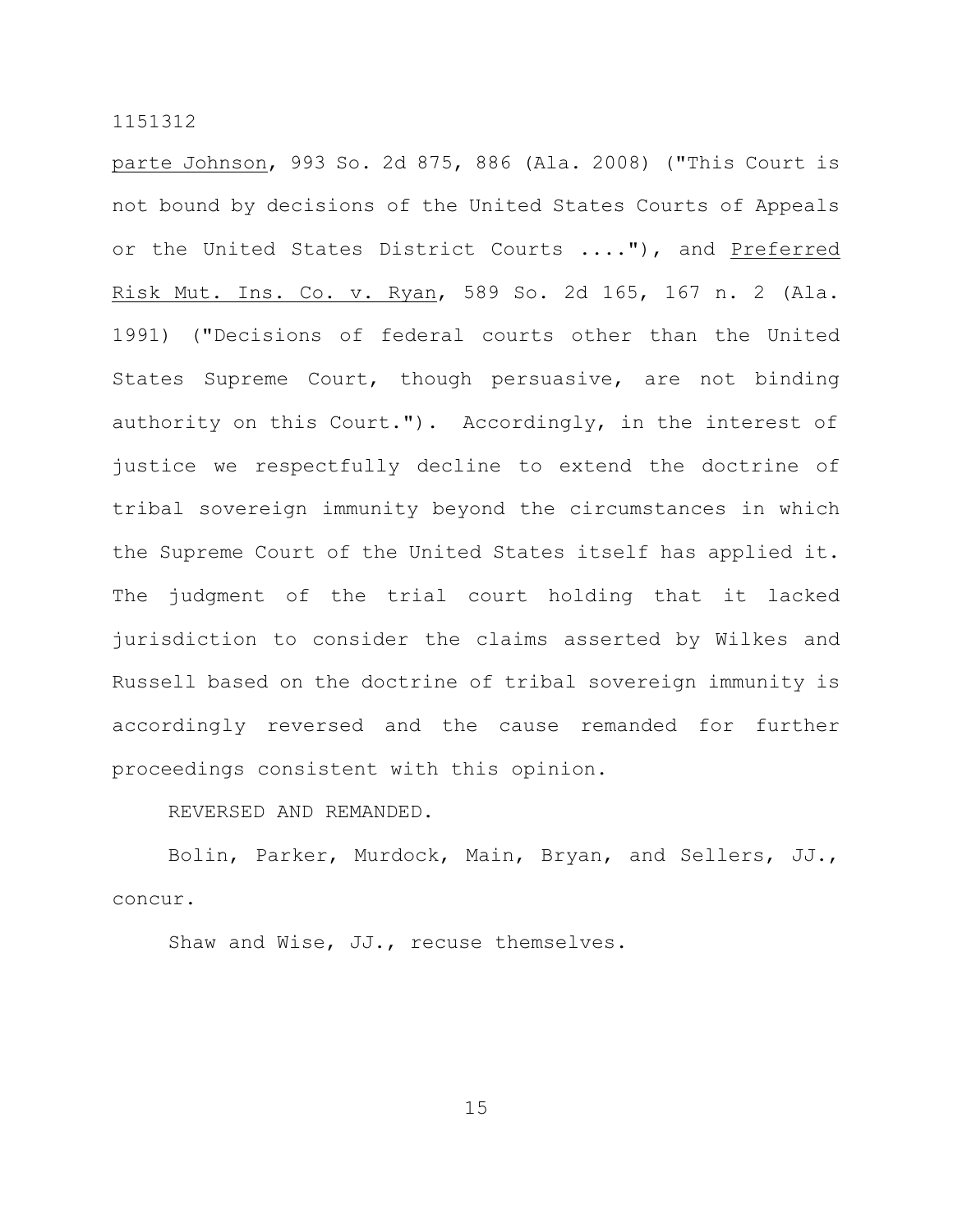parte Johnson, 993 So. 2d 875, 886 (Ala. 2008) ("This Court is not bound by decisions of the United States Courts of Appeals or the United States District Courts ...."), and Preferred Risk Mut. Ins. Co. v. Ryan, 589 So. 2d 165, 167 n. 2 (Ala. 1991) ("Decisions of federal courts other than the United States Supreme Court, though persuasive, are not binding authority on this Court."). Accordingly, in the interest of justice we respectfully decline to extend the doctrine of tribal sovereign immunity beyond the circumstances in which the Supreme Court of the United States itself has applied it. The judgment of the trial court holding that it lacked jurisdiction to consider the claims asserted by Wilkes and Russell based on the doctrine of tribal sovereign immunity is accordingly reversed and the cause remanded for further proceedings consistent with this opinion.

REVERSED AND REMANDED.

Bolin, Parker, Murdock, Main, Bryan, and Sellers, JJ., concur.

Shaw and Wise, JJ., recuse themselves.